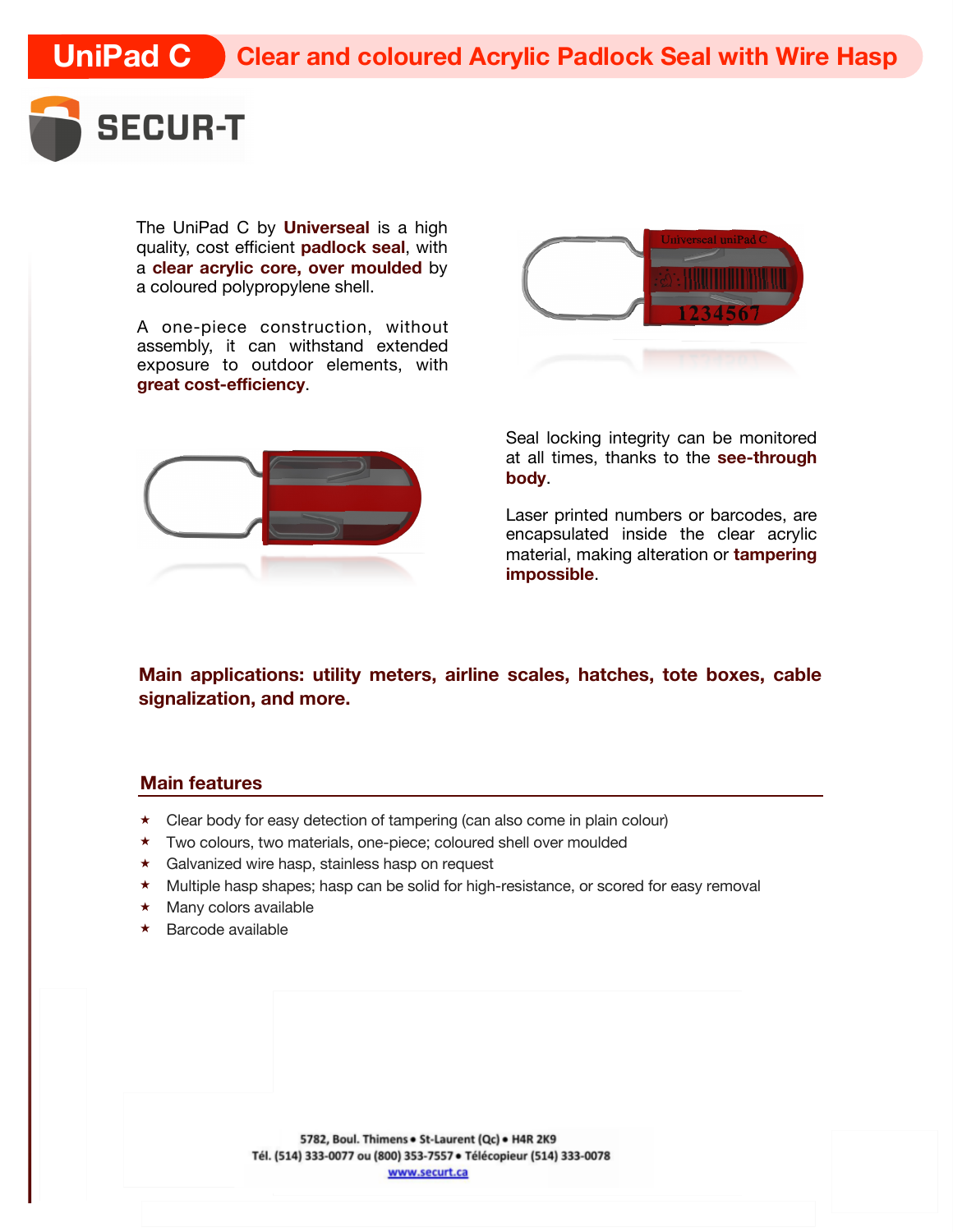# UniPad C — Clear and coloured Acrylic Padlock Seal with Wire Hasp

SECUR-T

The UniPad C by **Universeal** is a high quality, cost efficient **padlock seal**, with a **clear acrylic core, over moulded** by a coloured polypropylene shell.

A one-piece construction, without assembly, it can withstand extended exposure to outdoor elements, with **great cost-efficiency**.

Seal locking integrity can be monitored at all times, thanks to the **see-through body**.

Laser printed numbers or barcodes, are encapsulated inside the clear acrylic material, making alteration or **tampering impossible**.

**Main applications: utility meters, airline scales, hatches, tote boxes, cable signalization, and more.**

## Main features

- Clear body for easy detection of tampering (can also come in plain colour)
- Two colours, two materials, one-piece; coloured shell over moulded
- Galvanized wire hasp, stainless hasp on request
- Multiple hasp shapes; hasp can be solid for high-resistance, or scored for easy removal
- Many colors available
- Barcode available

5782, Boul. Thimens • St-Laurent (Qc) • H4R 2K9
Tél. (514) 333-0077 ou (800) 353-7557 • Télécopieur (514) 333-0078
www.securt.ca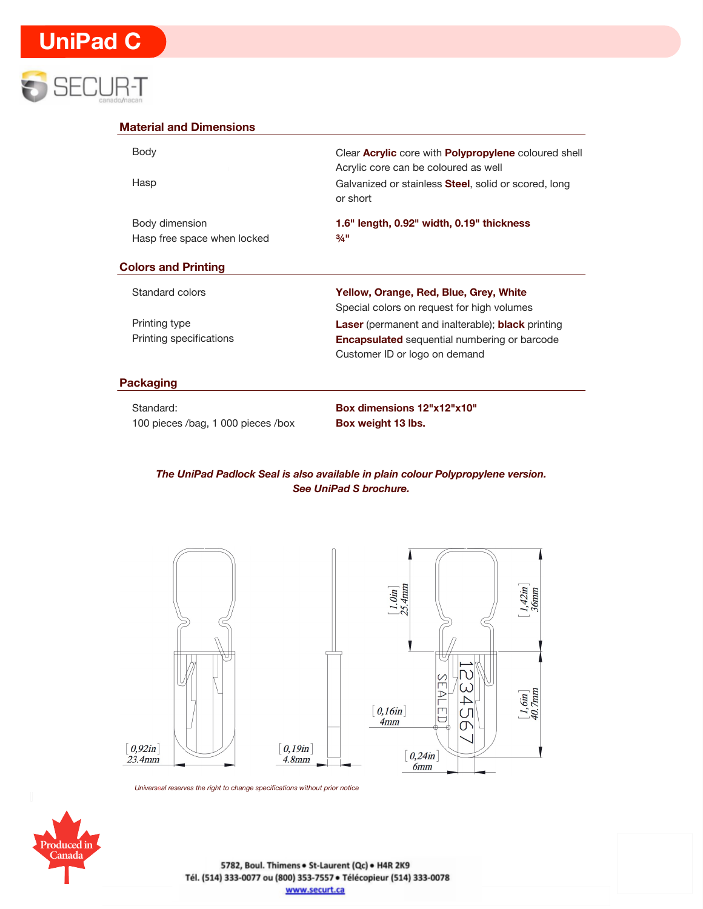# UniPad C

## Material and Dimensions

| | |
|---|---|
| Body | Clear **Acrylic** core with **Polypropylene** coloured shell<br>Acrylic core can be coloured as well |
| Hasp | Galvanized or stainless **Steel**, solid or scored, long or short |
| Body dimension | **1.6" length, 0.92" width, 0.19" thickness** |
| Hasp free space when locked | **¾"** |

## Colors and Printing

| | |
|---|---|
| Standard colors | **Yellow, Orange, Red, Blue, Grey, White**<br>Special colors on request for high volumes |
| Printing type | **Laser** (permanent and inalterable); **black** printing |
| Printing specifications | **Encapsulated** sequential numbering or barcode<br>Customer ID or logo on demand |

## Packaging

| | |
|---|---|
| Standard: | **Box dimensions 12"x12"x10"** |
| 100 pieces /bag, 1 000 pieces /box | **Box weight 13 lbs.** |

***The UniPad Padlock Seal is also available in plain colour Polypropylene version. See UniPad S brochure.***

[0,92in] 23.4mm

[0,19in] 4.8mm

[1.0in] 25.4mm

[1,42in] 36mm

[1,6in] 40.7mm

[0,16in] 4mm

[0,24in] 6mm

SEALED

1234567

*Universeal reserves the right to change specifications without prior notice*

Produced in Canada

5782, Boul. Thimens • St-Laurent (Qc) • H4R 2K9
Tél. (514) 333-0077 ou (800) 353-7557 • Télécopieur (514) 333-0078
www.securt.ca